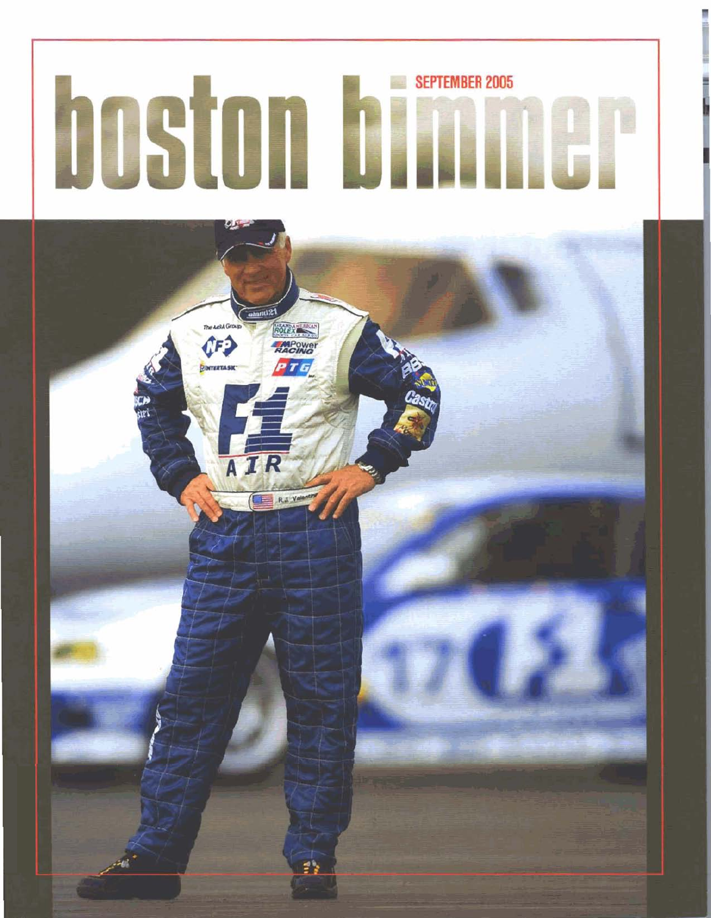# boston bimmer

SEPTEMBER 2005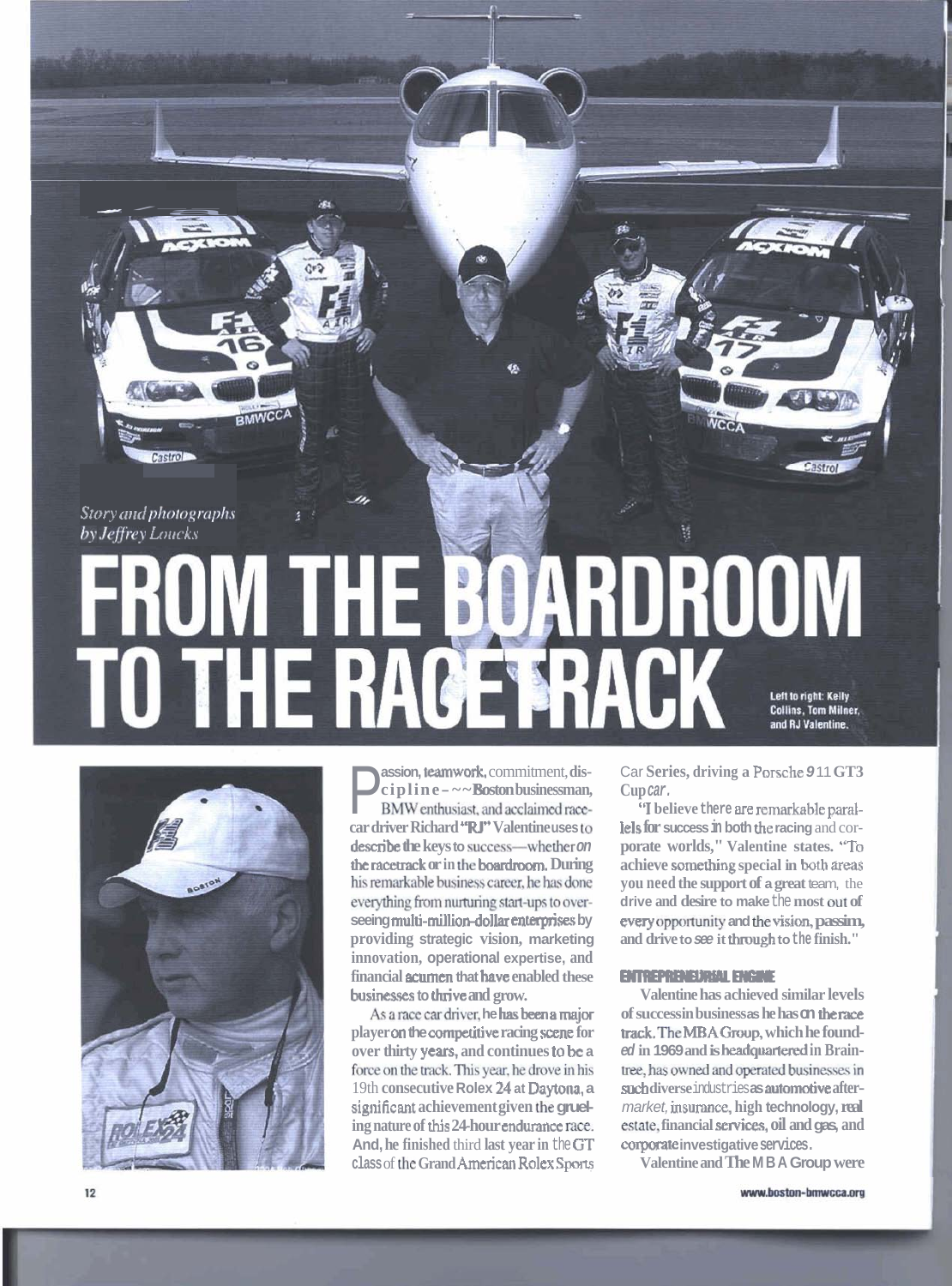*Story and photographs by Jeffrey Loucks*

# FROM THE BOARDROOM TO THE RACETRACK

Left to right: Kelly Collins, Tom Milner, and RJ Valentine.

Passion, teamwork, commitment, discipline—Boston businessman, BMW enthusiast, and acclaimed race-car driver Richard "RJ" Valentine uses to describe the keys to success—whether on the racetrack or in the boardroom. During his remarkable business career, he has done everything from nurturing start-ups to overseeing multi-million-dollar enterprises by providing strategic vision, marketing innovation, operational expertise, and financial acumen that have enabled these businesses to thrive and grow.

As a race car driver, he has been a major player on the competitive racing scene for over thirty years, and continues to be a force on the track. This year, he drove in his 19th consecutive Rolex 24 at Daytona, a significant achievement given the grueling nature of this 24-hour endurance race. And, he finished third last year in the GT class of the Grand American Rolex Sports Car Series, driving a Porsche 911 GT3 Cup car.

"I believe there are remarkable parallels for success in both the racing and corporate worlds," Valentine states. "To achieve something special in both areas you need the support of a great team, the drive and desire to make the most out of every opportunity and the vision, passion, and drive to see it through to the finish."

## ENTREPRENEURIAL ENGINE

Valentine has achieved similar levels of success in business as he has on the race track. The MBA Group, which he founded in 1969 and is headquartered in Braintree, has owned and operated businesses in such diverse industries as automotive aftermarket, insurance, high technology, real estate, financial services, oil and gas, and corporate investigative services.

Valentine and The M B A Group were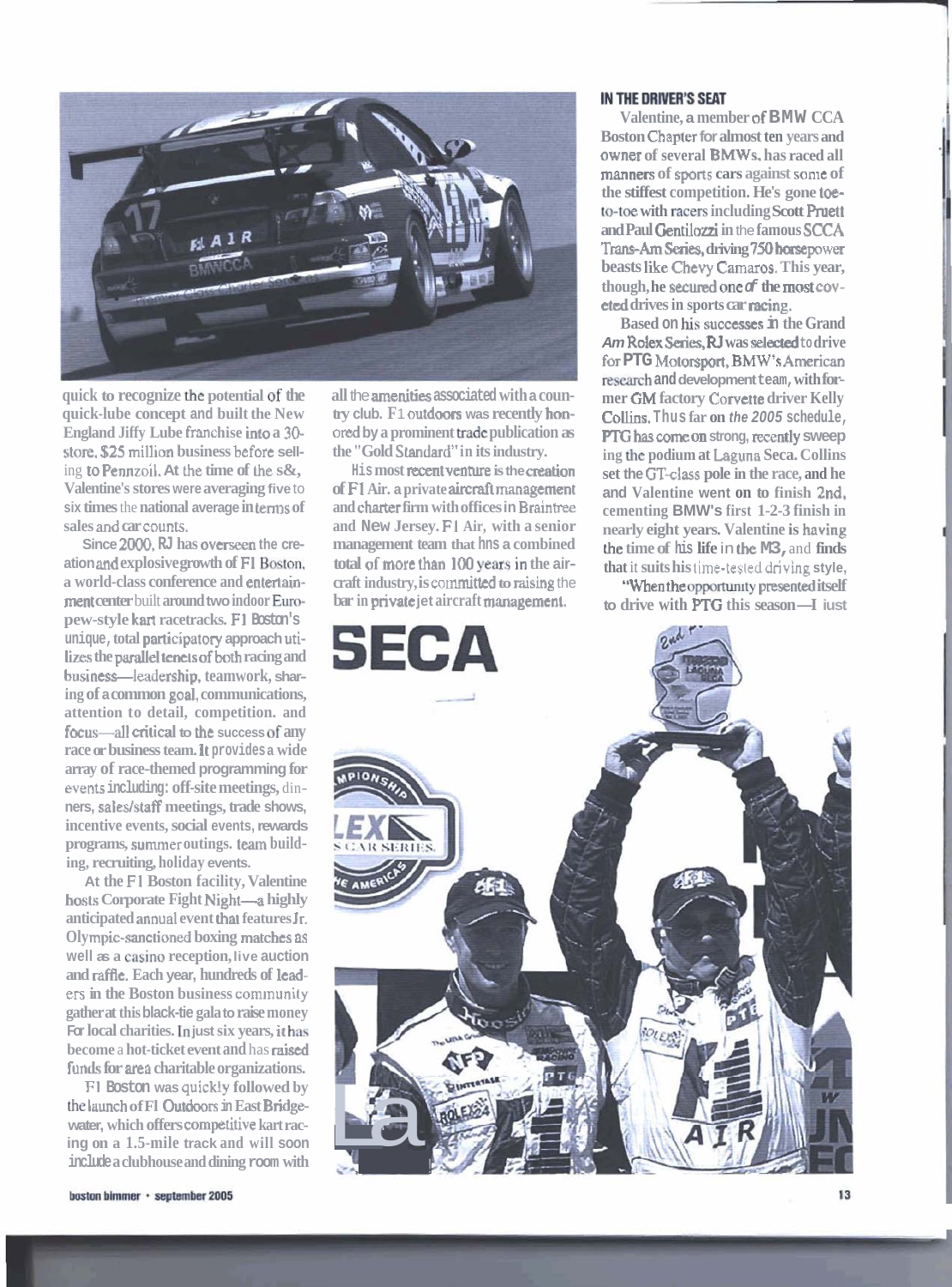quick to recognize the potential of the quick-lube concept and built the New England Jiffy Lube franchise into a 30-store, $25 million business before selling to Pennzoil. At the time of the s&, Valentine's stores were averaging five to six times the national average in terms of sales and car counts.

Since 2000, RJ has overseen the creation and explosive growth of F1 Boston, a world-class conference and entertainment center built around two indoor European-style kart racetracks. F1 Boston's unique, total participatory approach utilizes the parallel tenets of both racing and business—leadership, teamwork, sharing of a common goal, communications, attention to detail, competition. and focus—all critical to the success of any race or business team. It provides a wide array of race-themed programming for events including: off-site meetings, dinners, sales/staff meetings, trade shows, incentive events, social events, rewards programs, summer outings. team building, recruiting, holiday events.

At the F1 Boston facility, Valentine hosts Corporate Fight Night—a highly anticipated annual event that features Jr. Olympic-sanctioned boxing matches as well as a casino reception, live auction and raffle. Each year, hundreds of leaders in the Boston business community gather at this black-tie gala to raise money for local charities. In just six years, it has become a hot-ticket event and has raised funds for area charitable organizations.

F1 Boston was quickly followed by the launch of F1 Outdoors in East Bridgewater, which offers competitive kart racing on a 1.5-mile track and will soon include a clubhouse and dining room with all the amenities associated with a country club. F1 outdoors was recently honored by a prominent trade publication as the "Gold Standard" in its industry.

His most recent venture is the creation of F1 Air. a private aircraft management and charter firm with offices in Braintree and New Jersey. F1 Air, with a senior management team that hns a combined total of more than 100 years in the aircraft industry, is committed to raising the bar in private jet aircraft management.

### IN THE DRIVER'S SEAT

Valentine, a member of BMW CCA Boston Chapter for almost ten years and owner of several BMWs, has raced all manners of sports cars against some of the stiffest competition. He's gone toe-to-toe with racers including Scott Pruett and Paul Gentilozzi in the famous SCCA Trans-Am Series, driving 750 horsepower beasts like Chevy Camaros. This year, though, he secured one of the most coveted drives in sports car racing.

Based on his successes in the Grand *Am* Rolex Series, RJ was selected to drive for PTG Motorsport, BMW's American research and development team, with former GM factory Corvette driver Kelly Collins. Thus far on *the 2005* schedule, PTG has come on strong, recently sweep ing the podium at Laguna Seca. Collins set the GT-class pole in the race, and he and Valentine went on to finish 2nd, cementing BMW's first 1-2-3 finish in nearly eight years. Valentine is having the time of his life in the M3, and finds that it suits his time-tested driving style,

"When the opportunity presented itself to drive with PTG this season—I iust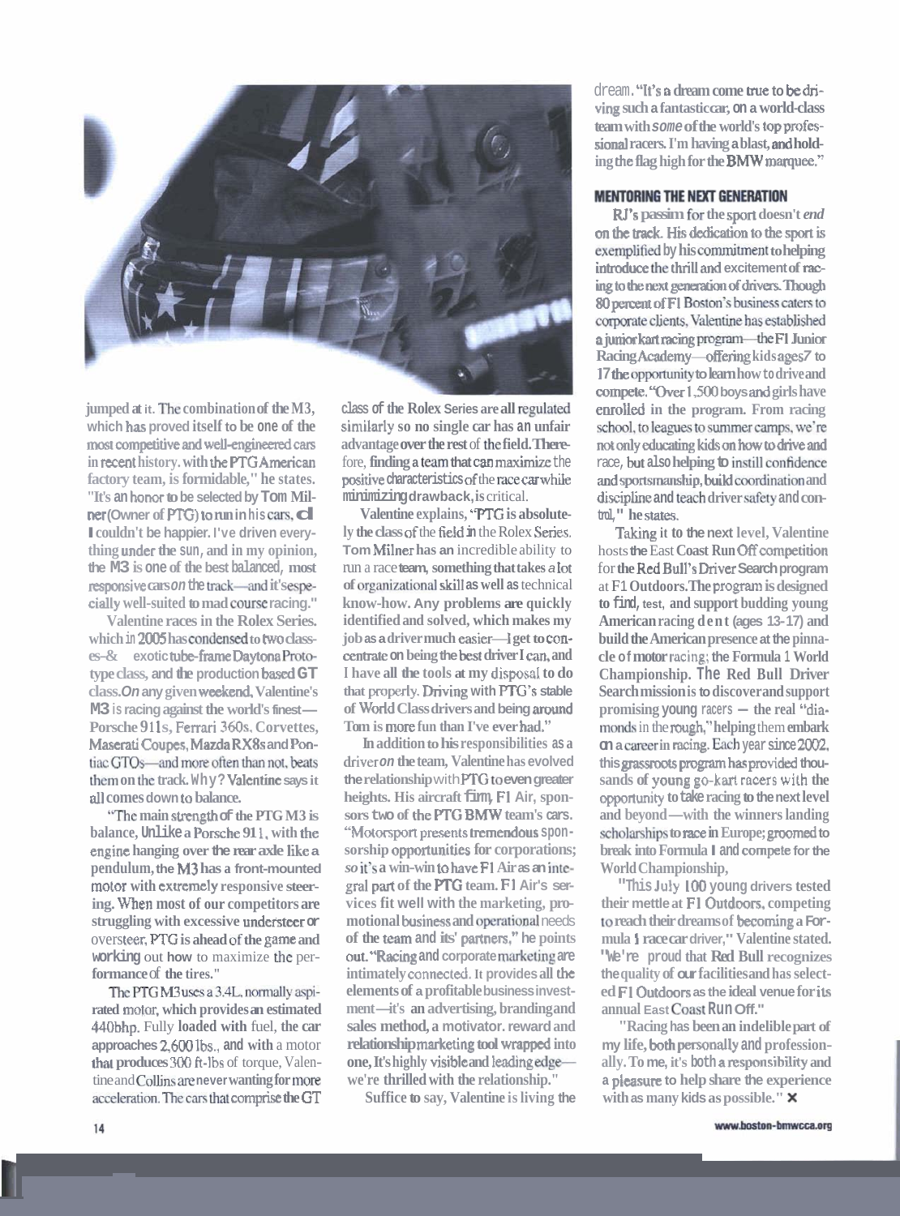jumped at it. The combination of the M3, which has proved itself to be one of the most competitive and well-engineered cars in recent history, with the PTG American factory team, is formidable," he states. "It's an honor to be selected by Tom Milner (Owner of PTG) to run in his cars, and I couldn't be happier. I've driven everything under the sun, and in my opinion, the M3 is one of the best balanced, most responsive cars on the track—and it's especially well-suited to mad course racing."

Valentine races in the Rolex Series, which in 2005 has condensed to two classes—& exotic tube-frame Daytona Prototype class, and the production based GT class. On any given weekend, Valentine's M3 is racing against the world's finest—Porsche 911s, Ferrari 360s, Corvettes, Maserati Coupes, Mazda RX8s and Pontiac GTOs—and more often than not, beats them on the track. Why? Valentine says it all comes down to balance.

"The main strength of the PTG M3 is balance, Unlike a Porsche 911, with the engine hanging over the rear axle like a pendulum, the M3 has a front-mounted motor with extremely responsive steering. When most of our competitors are struggling with excessive understeer or oversteer, PTG is ahead of the game and working out how to maximize the performance of the tires."

The PTG M3 uses a 3.4L, normally aspirated motor, which provides an estimated 440bhp. Fully loaded with fuel, the car approaches 2,600 lbs., and with a motor that produces 300 ft-lbs of torque, Valentine and Collins are never wanting for more acceleration. The cars that comprise the GT class of the Rolex Series are all regulated similarly so no single car has an unfair advantage over the rest of the field. Therefore, finding a team that can maximize the positive characteristics of the race car while minimizing drawback, is critical.

Valentine explains, "PTG is absolutely the class of the field in the Rolex Series. Tom Milner has an incredible ability to run a race team, something that takes a lot of organizational skill as well as technical know-how. Any problems are quickly identified and solved, which makes my job as a driver much easier—I get to concentrate on being the best driver I can, and I have all the tools at my disposal to do that properly. Driving with PTG's stable of World Class drivers and being around Tom is more fun than I've ever had."

In addition to his responsibilities as a driver on the team, Valentine has evolved the relationship with PTG to even greater heights. His aircraft firm, F1 Air, sponsors two of the PTG BMW team's cars. "Motorsport presents tremendous sponsorship opportunities for corporations; so it's a win-win to have F1 Air as an integral part of the PTG team. F1 Air's services fit well with the marketing, promotional business and operational needs of the team and its' partners," he points out. "Racing and corporate marketing are intimately connected. It provides all the elements of a profitable business investment—it's an advertising, branding and sales method, a motivator. reward and relationship marketing tool wrapped into one, It's highly visible and leading edge—we're thrilled with the relationship."

Suffice to say, Valentine is living the dream. "It's a dream come true to be driving such a fantastic car, on a world-class team with some of the world's top professional racers. I'm having a blast, and holding the flag high for the BMW marquee."

## MENTORING THE NEXT GENERATION

RJ's passion for the sport doesn't *end* on the track. His dedication to the sport is exemplified by his commitment to helping introduce the thrill and excitement of racing to the next generation of drivers. Though 80 percent of F1 Boston's business caters to corporate clients, Valentine has established a junior kart racing program—the F1 Junior Racing Academy—offering kids ages 7 to 17 the opportunity to learn how to drive and compete. "Over 1,500 boys and girls have enrolled in the program. From racing school, to leagues to summer camps, we're not only educating kids on how to drive and race, but also helping to instill confidence and sportsmanship, build coordination and discipline and teach driver safety and control," he states.

Taking it to the next level, Valentine hosts the East Coast Run Off competition for the Red Bull's Driver Search program at F1 Outdoors. The program is designed to find, test, and support budding young American racing dent (ages 13-17) and build the American presence at the pinnacle of motor racing; the Formula 1 World Championship. The Red Bull Driver Search mission is to discover and support promising young racers — the real "diamonds in the rough," helping them embark on a career in racing. Each year since 2002, this grassroots program has provided thousands of young go-kart racers with the opportunity to take racing to the next level and beyond—with the winners landing scholarships to race in Europe; groomed to break into Formula I and compete for the World Championship,

"This July 100 young drivers tested their mettle at F1 Outdoors, competing to reach their dreams of becoming a Formula 1 race car driver," Valentine stated. "We're proud that Red Bull recognizes the quality of our facilities and has selected F1 Outdoors as the ideal venue for its annual East Coast Run Off."

"Racing has been an indelible part of my life, both personally and professionally. To me, it's both a responsibility and a pleasure to help share the experience with as many kids as possible." ✕